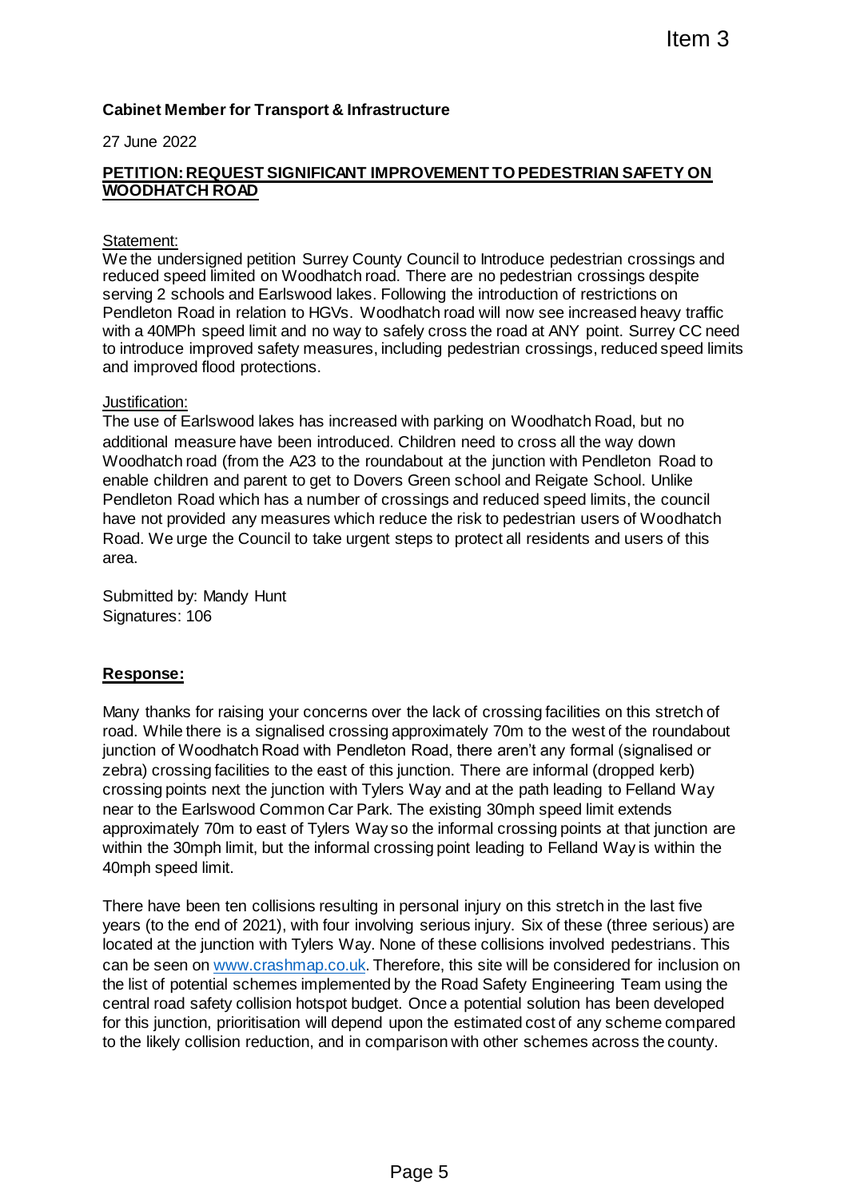Item 3

**Cabinet Member for Transport & Infrastructure**

27 June 2022

**PETITION: REQUEST SIGNIFICANT IMPROVEMENT TO PEDESTRIAN SAFETY ON WOODHATCH ROAD**

Statement:

We the undersigned petition Surrey County Council to Introduce pedestrian crossings and reduced speed limited on Woodhatch road. There are no pedestrian crossings despite serving 2 schools and Earlswood lakes. Following the introduction of restrictions on Pendleton Road in relation to HGVs. Woodhatch road will now see increased heavy traffic with a 40MPh speed limit and no way to safely cross the road at ANY point. Surrey CC need to introduce improved safety measures, including pedestrian crossings, reduced speed limits and improved flood protections.

Justification:

The use of Earlswood lakes has increased with parking on Woodhatch Road, but no additional measure have been introduced. Children need to cross all the way down Woodhatch road (from the A23 to the roundabout at the junction with Pendleton Road to enable children and parent to get to Dovers Green school and Reigate School. Unlike Pendleton Road which has a number of crossings and reduced speed limits, the council have not provided any measures which reduce the risk to pedestrian users of Woodhatch Road. We urge the Council to take urgent steps to protect all residents and users of this area.

Submitted by: Mandy Hunt
Signatures: 106

**Response:**

Many thanks for raising your concerns over the lack of crossing facilities on this stretch of road. While there is a signalised crossing approximately 70m to the west of the roundabout junction of Woodhatch Road with Pendleton Road, there aren't any formal (signalised or zebra) crossing facilities to the east of this junction. There are informal (dropped kerb) crossing points next the junction with Tylers Way and at the path leading to Felland Way near to the Earlswood Common Car Park. The existing 30mph speed limit extends approximately 70m to east of Tylers Way so the informal crossing points at that junction are within the 30mph limit, but the informal crossing point leading to Felland Way is within the 40mph speed limit.

There have been ten collisions resulting in personal injury on this stretch in the last five years (to the end of 2021), with four involving serious injury. Six of these (three serious) are located at the junction with Tylers Way. None of these collisions involved pedestrians. This can be seen on www.crashmap.co.uk. Therefore, this site will be considered for inclusion on the list of potential schemes implemented by the Road Safety Engineering Team using the central road safety collision hotspot budget. Once a potential solution has been developed for this junction, prioritisation will depend upon the estimated cost of any scheme compared to the likely collision reduction, and in comparison with other schemes across the county.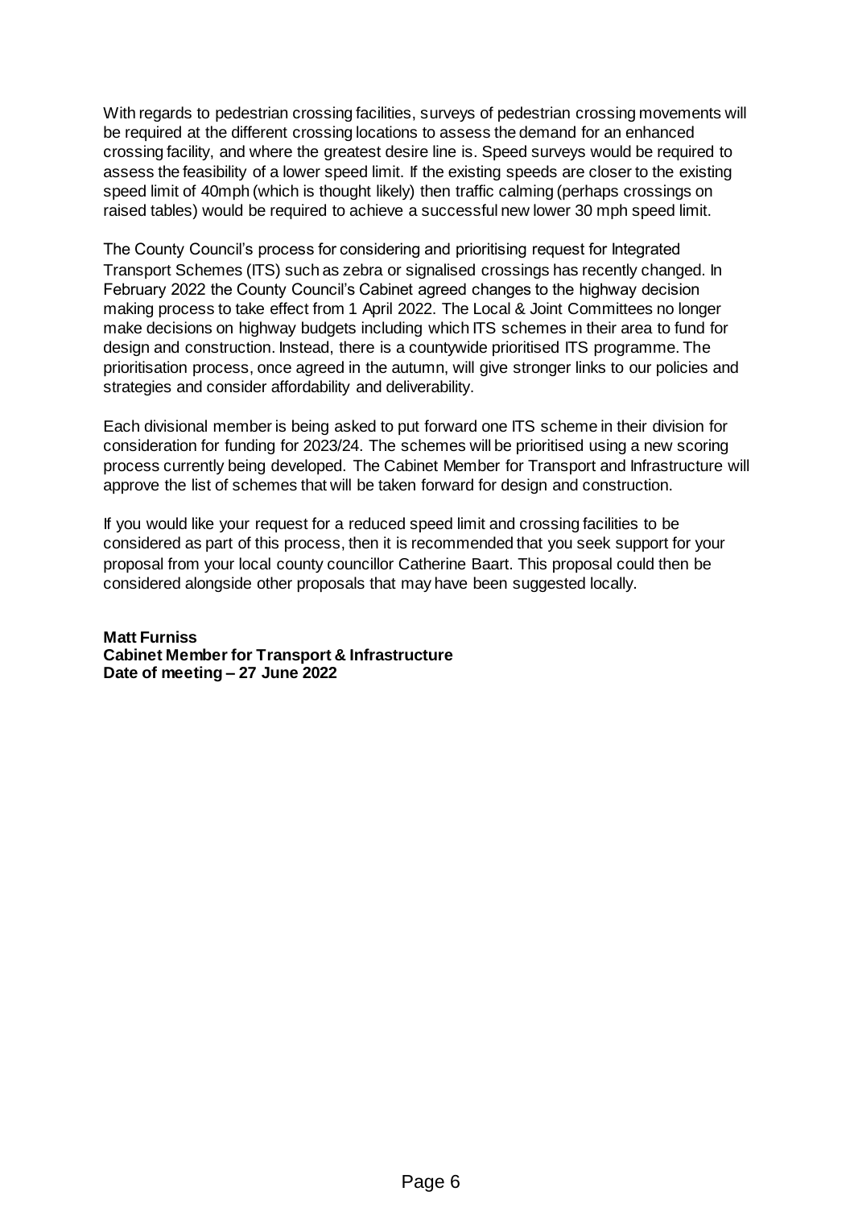With regards to pedestrian crossing facilities, surveys of pedestrian crossing movements will be required at the different crossing locations to assess the demand for an enhanced crossing facility, and where the greatest desire line is. Speed surveys would be required to assess the feasibility of a lower speed limit. If the existing speeds are closer to the existing speed limit of 40mph (which is thought likely) then traffic calming (perhaps crossings on raised tables) would be required to achieve a successful new lower 30 mph speed limit.

The County Council's process for considering and prioritising request for Integrated Transport Schemes (ITS) such as zebra or signalised crossings has recently changed. In February 2022 the County Council's Cabinet agreed changes to the highway decision making process to take effect from 1 April 2022. The Local & Joint Committees no longer make decisions on highway budgets including which ITS schemes in their area to fund for design and construction. Instead, there is a countywide prioritised ITS programme. The prioritisation process, once agreed in the autumn, will give stronger links to our policies and strategies and consider affordability and deliverability.

Each divisional member is being asked to put forward one ITS scheme in their division for consideration for funding for 2023/24. The schemes will be prioritised using a new scoring process currently being developed. The Cabinet Member for Transport and Infrastructure will approve the list of schemes that will be taken forward for design and construction.

If you would like your request for a reduced speed limit and crossing facilities to be considered as part of this process, then it is recommended that you seek support for your proposal from your local county councillor Catherine Baart. This proposal could then be considered alongside other proposals that may have been suggested locally.

**Matt Furniss**
**Cabinet Member for Transport & Infrastructure**
**Date of meeting – 27 June 2022**